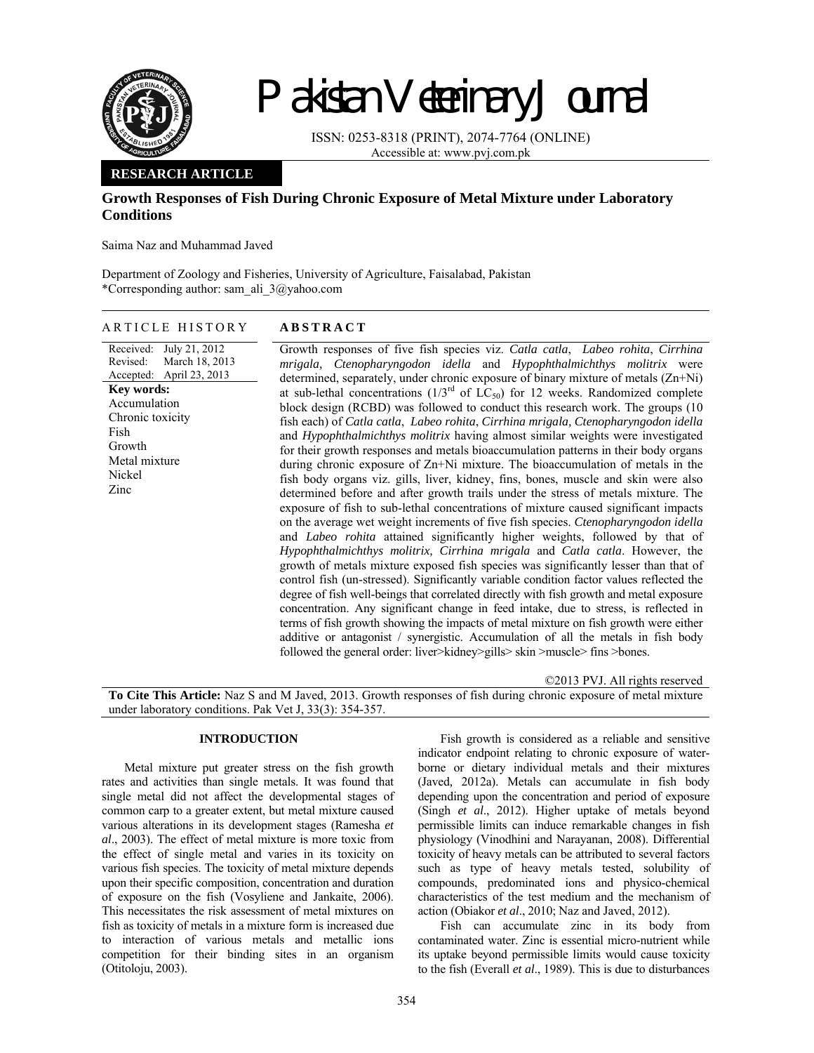Pakistan Veterinary Journal

ISSN: 0253-8318 (PRINT), 2074-7764 (ONLINE)
Accessible at: www.pvj.com.pk

**RESEARCH ARTICLE**

# Growth Responses of Fish During Chronic Exposure of Metal Mixture under Laboratory Conditions

Saima Naz and Muhammad Javed

Department of Zoology and Fisheries, University of Agriculture, Faisalabad, Pakistan
*Corresponding author: sam_ali_3@yahoo.com

## ARTICLE HISTORY

Received: July 21, 2012
Revised: March 18, 2013
Accepted: April 23, 2013

**Key words:**
Accumulation
Chronic toxicity
Fish
Growth
Metal mixture
Nickel
Zinc

## ABSTRACT

Growth responses of five fish species viz. *Catla catla*, *Labeo rohita*, *Cirrhina mrigala, Ctenopharyngodon idella* and *Hypophthalmichthys molitrix* were determined, separately, under chronic exposure of binary mixture of metals (Zn+Ni) at sub-lethal concentrations (1/3$^{rd}$ of $LC_{50}$) for 12 weeks. Randomized complete block design (RCBD) was followed to conduct this research work. The groups (10 fish each) of *Catla catla*, *Labeo rohita*, *Cirrhina mrigala, Ctenopharyngodon idella* and *Hypophthalmichthys molitrix* having almost similar weights were investigated for their growth responses and metals bioaccumulation patterns in their body organs during chronic exposure of Zn+Ni mixture. The bioaccumulation of metals in the fish body organs viz. gills, liver, kidney, fins, bones, muscle and skin were also determined before and after growth trails under the stress of metals mixture. The exposure of fish to sub-lethal concentrations of mixture caused significant impacts on the average wet weight increments of five fish species. *Ctenopharyngodon idella* and *Labeo rohita* attained significantly higher weights, followed by that of *Hypophthalmichthys molitrix, Cirrhina mrigala* and *Catla catla*. However, the growth of metals mixture exposed fish species was significantly lesser than that of control fish (un-stressed). Significantly variable condition factor values reflected the degree of fish well-beings that correlated directly with fish growth and metal exposure concentration. Any significant change in feed intake, due to stress, is reflected in terms of fish growth showing the impacts of metal mixture on fish growth were either additive or antagonist / synergistic. Accumulation of all the metals in fish body followed the general order: liver>kidney>gills> skin >muscle> fins >bones.

©2013 PVJ. All rights reserved

**To Cite This Article:** Naz S and M Javed, 2013. Growth responses of fish during chronic exposure of metal mixture under laboratory conditions. Pak Vet J, 33(3): 354-357.

## INTRODUCTION

Metal mixture put greater stress on the fish growth rates and activities than single metals. It was found that single metal did not affect the developmental stages of common carp to a greater extent, but metal mixture caused various alterations in its development stages (Ramesha *et al*., 2003). The effect of metal mixture is more toxic from the effect of single metal and varies in its toxicity on various fish species. The toxicity of metal mixture depends upon their specific composition, concentration and duration of exposure on the fish (Vosyliene and Jankaite, 2006). This necessitates the risk assessment of metal mixtures on fish as toxicity of metals in a mixture form is increased due to interaction of various metals and metallic ions competition for their binding sites in an organism (Otitoloju, 2003).

Fish growth is considered as a reliable and sensitive indicator endpoint relating to chronic exposure of water-borne or dietary individual metals and their mixtures (Javed, 2012a). Metals can accumulate in fish body depending upon the concentration and period of exposure (Singh *et al*., 2012). Higher uptake of metals beyond permissible limits can induce remarkable changes in fish physiology (Vinodhini and Narayanan, 2008). Differential toxicity of heavy metals can be attributed to several factors such as type of heavy metals tested, solubility of compounds, predominated ions and physico-chemical characteristics of the test medium and the mechanism of action (Obiakor *et al*., 2010; Naz and Javed, 2012).

Fish can accumulate zinc in its body from contaminated water. Zinc is essential micro-nutrient while its uptake beyond permissible limits would cause toxicity to the fish (Everall *et al*., 1989). This is due to disturbances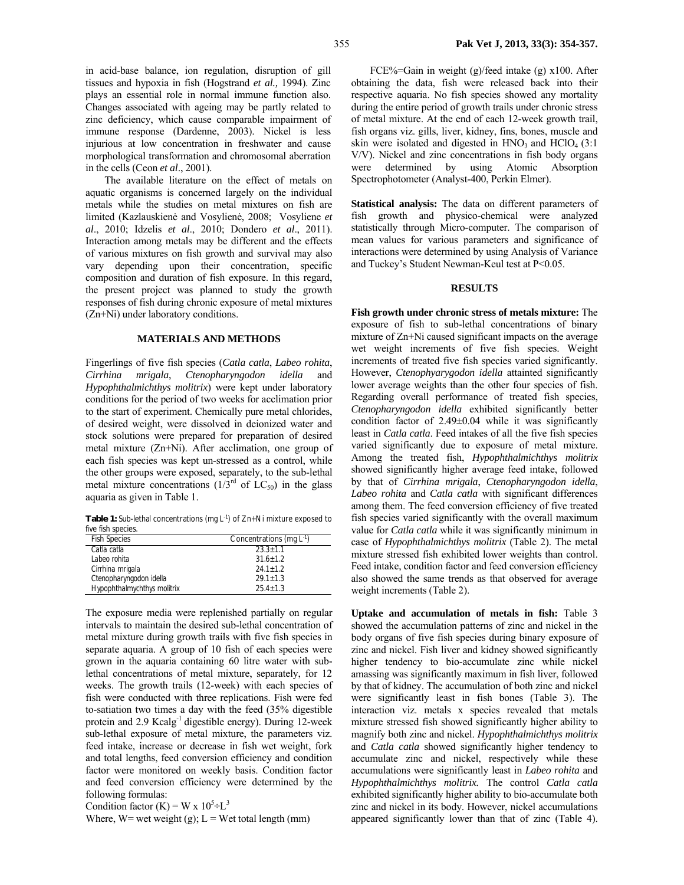in acid-base balance, ion regulation, disruption of gill tissues and hypoxia in fish (Hogstrand *et al.,* 1994). Zinc plays an essential role in normal immune function also. Changes associated with ageing may be partly related to zinc deficiency, which cause comparable impairment of immune response (Dardenne, 2003). Nickel is less injurious at low concentration in freshwater and cause morphological transformation and chromosomal aberration in the cells (Ceon *et al*., 2001).

The available literature on the effect of metals on aquatic organisms is concerned largely on the individual metals while the studies on metal mixtures on fish are limited (Kazlauskienė and Vosylienė, 2008; Vosyliene *et al*., 2010; Idzelis *et al*., 2010; Dondero *et al*., 2011). Interaction among metals may be different and the effects of various mixtures on fish growth and survival may also vary depending upon their concentration, specific composition and duration of fish exposure. In this regard, the present project was planned to study the growth responses of fish during chronic exposure of metal mixtures (Zn+Ni) under laboratory conditions.

## MATERIALS AND METHODS

Fingerlings of five fish species (*Catla catla*, *Labeo rohita*, *Cirrhina mrigala*, *Ctenopharyngodon idella* and *Hypophthalmichthys molitrix*) were kept under laboratory conditions for the period of two weeks for acclimation prior to the start of experiment. Chemically pure metal chlorides, of desired weight, were dissolved in deionized water and stock solutions were prepared for preparation of desired metal mixture (Zn+Ni). After acclimation, one group of each fish species was kept un-stressed as a control, while the other groups were exposed, separately, to the sub-lethal metal mixture concentrations (1/3$^{rd}$ of $LC_{50}$) in the glass aquaria as given in Table 1.

**Table 1:** Sub-lethal concentrations (mg $L^{-1}$) of Zn+Ni mixture exposed to five fish species.

| Fish Species | Concentrations (mg $L^{-1}$) |
|---|---|
| Catla catla | 23.3±1.1 |
| Labeo rohita | 31.6±1.2 |
| Cirrhina mrigala | 24.1±1.2 |
| Ctenopharyngodon idella | 29.1±1.3 |
| Hypophthalmychthys molitrix | 25.4±1.3 |

The exposure media were replenished partially on regular intervals to maintain the desired sub-lethal concentration of metal mixture during growth trails with five fish species in separate aquaria. A group of 10 fish of each species were grown in the aquaria containing 60 litre water with sub-lethal concentrations of metal mixture, separately, for 12 weeks. The growth trails (12-week) with each species of fish were conducted with three replications. Fish were fed to-satiation two times a day with the feed (35% digestible protein and 2.9 Kcalg$^{-1}$ digestible energy). During 12-week sub-lethal exposure of metal mixture, the parameters viz. feed intake, increase or decrease in fish wet weight, fork and total lengths, feed conversion efficiency and condition factor were monitored on weekly basis. Condition factor and feed conversion efficiency were determined by the following formulas:

Condition factor (K) = $W \times 10^5 \div L^3$

Where, W= wet weight (g); L = Wet total length (mm)

FCE%=Gain in weight (g)/feed intake (g) x100. After obtaining the data, fish were released back into their respective aquaria. No fish species showed any mortality during the entire period of growth trails under chronic stress of metal mixture. At the end of each 12-week growth trail, fish organs viz. gills, liver, kidney, fins, bones, muscle and skin were isolated and digested in $HNO_3$ and $HClO_4$ (3:1 V/V). Nickel and zinc concentrations in fish body organs were determined by using Atomic Absorption Spectrophotometer (Analyst-400, Perkin Elmer).

**Statistical analysis:** The data on different parameters of fish growth and physico-chemical were analyzed statistically through Micro-computer. The comparison of mean values for various parameters and significance of interactions were determined by using Analysis of Variance and Tuckey's Student Newman-Keul test at P<0.05.

## RESULTS

**Fish growth under chronic stress of metals mixture:** The exposure of fish to sub-lethal concentrations of binary mixture of Zn+Ni caused significant impacts on the average wet weight increments of five fish species. Weight increments of treated five fish species varied significantly. However, *Ctenophyarygodon idella* attainted significantly lower average weights than the other four species of fish. Regarding overall performance of treated fish species, *Ctenopharyngodon idella* exhibited significantly better condition factor of 2.49±0.04 while it was significantly least in *Catla catla*. Feed intakes of all the five fish species varied significantly due to exposure of metal mixture. Among the treated fish, *Hypophthalmichthys molitrix* showed significantly higher average feed intake, followed by that of *Cirrhina mrigala*, *Ctenopharyngodon idella*, *Labeo rohita* and *Catla catla* with significant differences among them. The feed conversion efficiency of five treated fish species varied significantly with the overall maximum value for *Catla catla* while it was significantly minimum in case of *Hypophthalmichthys molitrix* (Table 2). The metal mixture stressed fish exhibited lower weights than control. Feed intake, condition factor and feed conversion efficiency also showed the same trends as that observed for average weight increments (Table 2).

**Uptake and accumulation of metals in fish:** Table 3 showed the accumulation patterns of zinc and nickel in the body organs of five fish species during binary exposure of zinc and nickel. Fish liver and kidney showed significantly higher tendency to bio-accumulate zinc while nickel amassing was significantly maximum in fish liver, followed by that of kidney. The accumulation of both zinc and nickel were significantly least in fish bones (Table 3). The interaction viz. metals x species revealed that metals mixture stressed fish showed significantly higher ability to magnify both zinc and nickel. *Hypophthalmichthys molitrix* and *Catla catla* showed significantly higher tendency to accumulate zinc and nickel, respectively while these accumulations were significantly least in *Labeo rohita* and *Hypophthalmichthys molitrix.* The control *Catla catla* exhibited significantly higher ability to bio-accumulate both zinc and nickel in its body. However, nickel accumulations appeared significantly lower than that of zinc (Table 4).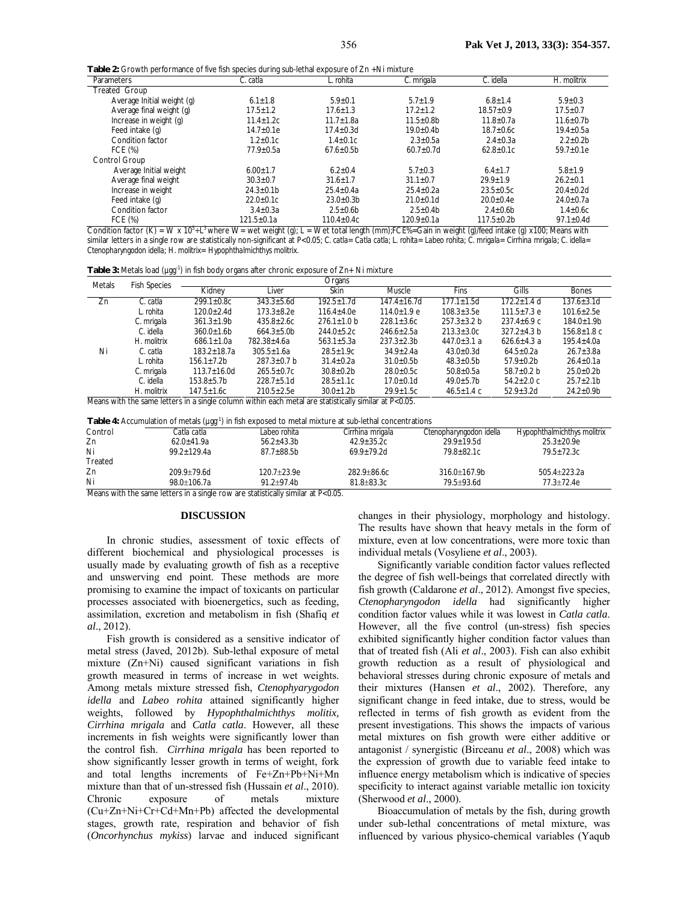**Table 2:** Growth performance of five fish species during sub-lethal exposure of Zn +Ni mixture

| Parameters | C. catla | L. rohita | C. mrigala | C. idella | H. molitrix |
|---|---|---|---|---|---|
| Treated Group | | | | | |
| Average Initial weight (g) | 6.1±1.8 | 5.9±0.1 | 5.7±1.9 | 6.8±1.4 | 5.9±0.3 |
| Average final weight (g) | 17.5±1.2 | 17.6±1.3 | 17.2±1.2 | 18.57±0.9 | 17.5±0.7 |
| Increase in weight (g) | 11.4±1.2c | 11.7±1.8a | 11.5±0.8b | 11.8±0.7a | 11.6±0.7b |
| Feed intake (g) | 14.7±0.1e | 17.4±0.3d | 19.0±0.4b | 18.7±0.6c | 19.4±0.5a |
| Condition factor | 1.2±0.1c | 1.4±0.1c | 2.3±0.5a | 2.4±0.3a | 2.2±0.2b |
| FCE (%) | 77.9±0.5a | 67.6±0.5b | 60.7±0.7d | 62.8±0.1c | 59.7±0.1e |
| Control Group | | | | | |
| Average Initial weight | 6.00±1.7 | 6.2±0.4 | 5.7±0.3 | 6.4±1.7 | 5.8±1.9 |
| Average final weight | 30.3±0.7 | 31.6±1.7 | 31.1±0.7 | 29.9±1.9 | 26.2±0.1 |
| Increase in weight | 24.3±0.1b | 25.4±0.4a | 25.4±0.2a | 23.5±0.5c | 20.4±0.2d |
| Feed intake (g) | 22.0±0.1c | 23.0±0.3b | 21.0±0.1d | 20.0±0.4e | 24.0±0.7a |
| Condition factor | 3.4±0.3a | 2.5±0.6b | 2.5±0.4b | 2.4±0.6b | 1.4±0.6c |
| FCE (%) | 121.5±0.1a | 110.4±0.4c | 120.9±0.1a | 117.5±0.2b | 97.1±0.4d |

Condition factor (K) = W x $10^5$÷$L^3$ where W = wet weight (g); L = Wet total length (mm);FCE%=Gain in weight (g)/feed intake (g) x100; Means with similar letters in a single row are statistically non-significant at P<0.05; C. catla= Catla catla; L. rohita= Labeo rohita; C. mrigala= Cirrhina mrigala; C. idella= Ctenopharyngodon idella; H. molitrix= Hypophthalmichthys molitrix.

**Table 3:** Metals load (µgg$^{-1}$) in fish body organs after chronic exposure of Zn+ Ni mixture

| Metals | Fish Species | Organs | | | | | | |
|---|---|---|---|---|---|---|---|---|
| | | Kidney | Liver | Skin | Muscle | Fins | Gills | Bones |
| Zn | C. catla | 299.1±0.8c | 343.3±5.6d | 192.5±1.7d | 147.4±16.7d | 177.1±1.5d | 172.2±1.4 d | 137.6±3.1d |
| | L. rohita | 120.0±2.4d | 173.3±8.2e | 116.4±4.0e | 114.0±1.9 e | 108.3±3.5e | 111.5±7.3 e | 101.6±2.5e |
| | C. mrigala | 361.3±1.9b | 435.8±2.6c | 276.1±1.0 b | 228.1±3.6c | 257.3±3.2 b | 237.4±6.9 c | 184.0±1.9b |
| | C. idella | 360.0±1.6b | 664.3±5.0b | 244.0±5.2c | 246.6±2.5a | 213.3±3.0c | 327.2±4.3 b | 156.8±1.8 c |
| | H. molitrix | 686.1±1.0a | 782.38±4.6a | 563.1±5.3a | 237.3±2.3b | 447.0±3.1 a | 626.6±4.3 a | 195.4±4.0a |
| Ni | C. catla | 183.2±18.7a | 305.5±1.6a | 28.5±1.9c | 34.9±2.4a | 43.0±0.3d | 64.5±0.2a | 26.7±3.8a |
| | L. rohita | 156.1±7.2b | 287.3±0.7 b | 31.4±0.2a | 31.0±0.5b | 48.3±0.5b | 57.9±0.2b | 26.4±0.1a |
| | C. mrigala | 113.7±16.0d | 265.5±0.7c | 30.8±0.2b | 28.0±0.5c | 50.8±0.5a | 58.7±0.2 b | 25.0±0.2b |
| | C. idella | 153.8±5.7b | 228.7±5.1d | 28.5±1.1c | 17.0±0.1d | 49.0±5.7b | 54.2±2.0 c | 25.7±2.1b |
| | H. molitrix | 147.5±1.6c | 210.5±2.5e | 30.0±1.2b | 29.9±1.5c | 46.5±1.4 c | 52.9±3.2d | 24.2±0.9b |

Means with the same letters in a single column within each metal are statistically similar at P<0.05.

**Table 4:** Accumulation of metals (µgg$^{-1}$) in fish exposed to metal mixture at sub-lethal concentrations

| Control | Catla catla | Labeo rohita | Cirrhina mrigala | Ctenopharyngodon idella | Hypophthalmichthys molitrix |
|---|---|---|---|---|---|
| Zn | 62.0±41.9a | 56.2±43.3b | 42.9±35.2c | 29.9±19.5d | 25.3±20.9e |
| Ni | 99.2±129.4a | 87.7±88.5b | 69.9±79.2d | 79.8±82.1c | 79.5±72.3c |
| Treated | | | | | |
| Zn | 209.9±79.6d | 120.7±23.9e | 282.9±86.6c | 316.0±167.9b | 505.4±223.2a |
| Ni | 98.0±106.7a | 91.2±97.4b | 81.8±83.3c | 79.5±93.6d | 77.3±72.4e |

Means with the same letters in a single row are statistically similar at P<0.05.

## DISCUSSION

In chronic studies, assessment of toxic effects of different biochemical and physiological processes is usually made by evaluating growth of fish as a receptive and unswerving end point. These methods are more promising to examine the impact of toxicants on particular processes associated with bioenergetics, such as feeding, assimilation, excretion and metabolism in fish (Shafiq *et al*., 2012).

Fish growth is considered as a sensitive indicator of metal stress (Javed, 2012b). Sub-lethal exposure of metal mixture (Zn+Ni) caused significant variations in fish growth measured in terms of increase in wet weights. Among metals mixture stressed fish, *Ctenophyarygodon idella* and *Labeo rohita* attained significantly higher weights, followed by *Hypophthalmichthys molitix, Cirrhina mrigala* and *Catla catla*. However, all these increments in fish weights were significantly lower than the control fish. *Cirrhina mrigala* has been reported to show significantly lesser growth in terms of weight, fork and total lengths increments of Fe+Zn+Pb+Ni+Mn mixture than that of un-stressed fish (Hussain *et al*., 2010). Chronic exposure of metals mixture (Cu+Zn+Ni+Cr+Cd+Mn+Pb) affected the developmental stages, growth rate, respiration and behavior of fish (*Oncorhynchus mykiss*) larvae and induced significant changes in their physiology, morphology and histology. The results have shown that heavy metals in the form of mixture, even at low concentrations, were more toxic than individual metals (Vosyliene *et al*., 2003).

Significantly variable condition factor values reflected the degree of fish well-beings that correlated directly with fish growth (Caldarone *et al*., 2012). Amongst five species, *Ctenopharyngodon idella* had significantly higher condition factor values while it was lowest in *Catla catla*. However, all the five control (un-stress) fish species exhibited significantly higher condition factor values than that of treated fish (Ali *et al*., 2003). Fish can also exhibit growth reduction as a result of physiological and behavioral stresses during chronic exposure of metals and their mixtures (Hansen *et al*., 2002). Therefore, any significant change in feed intake, due to stress, would be reflected in terms of fish growth as evident from the present investigations. This shows the impacts of various metal mixtures on fish growth were either additive or antagonist / synergistic (Birceanu *et al*., 2008) which was the expression of growth due to variable feed intake to influence energy metabolism which is indicative of species specificity to interact against variable metallic ion toxicity (Sherwood *et al*., 2000).

Bioaccumulation of metals by the fish, during growth under sub-lethal concentrations of metal mixture, was influenced by various physico-chemical variables (Yaqub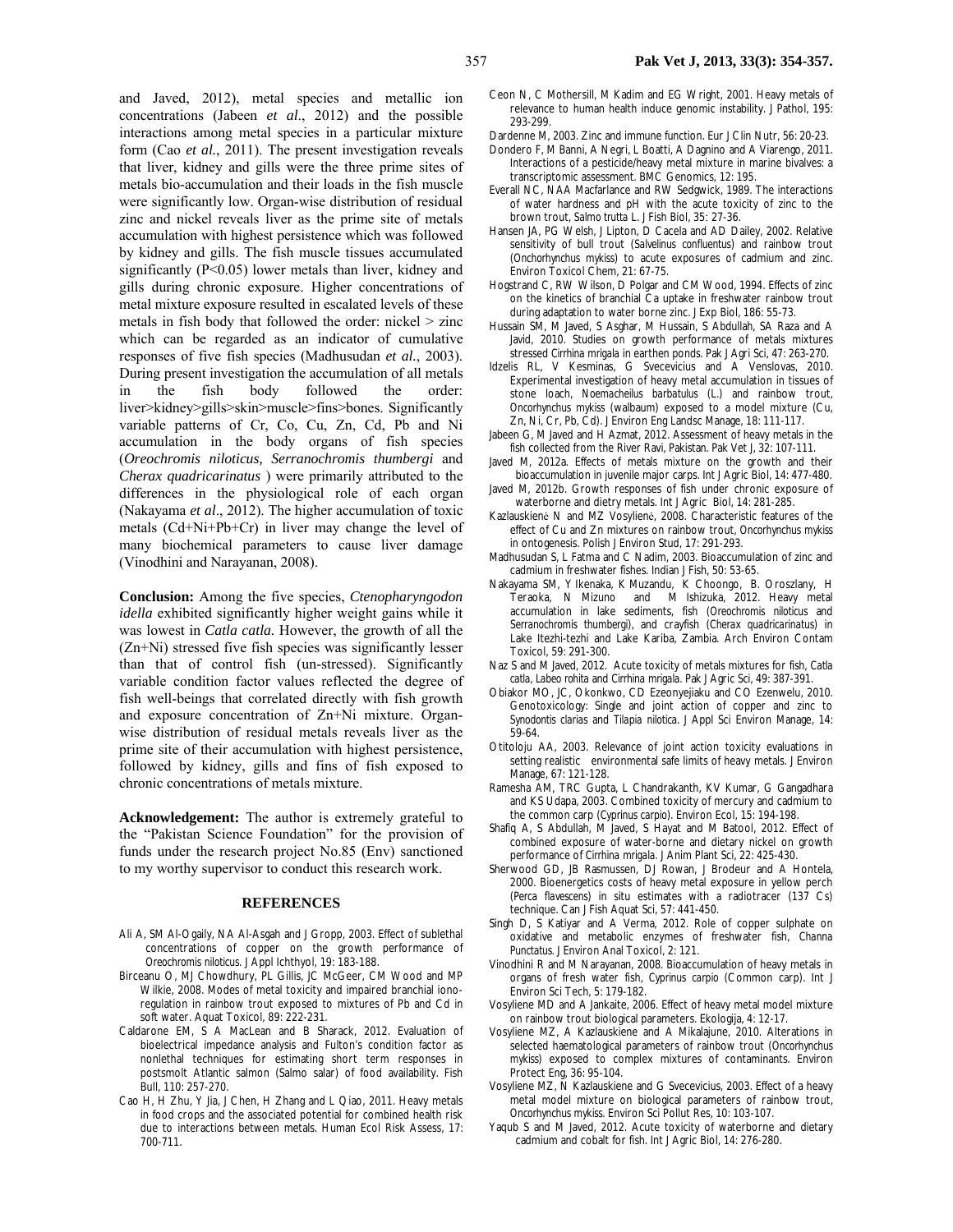and Javed, 2012), metal species and metallic ion concentrations (Jabeen *et al*., 2012) and the possible interactions among metal species in a particular mixture form (Cao *et al*., 2011). The present investigation reveals that liver, kidney and gills were the three prime sites of metals bio-accumulation and their loads in the fish muscle were significantly low. Organ-wise distribution of residual zinc and nickel reveals liver as the prime site of metals accumulation with highest persistence which was followed by kidney and gills. The fish muscle tissues accumulated significantly ($P<0.05$) lower metals than liver, kidney and gills during chronic exposure. Higher concentrations of metal mixture exposure resulted in escalated levels of these metals in fish body that followed the order: nickel > zinc which can be regarded as an indicator of cumulative responses of five fish species (Madhusudan *et al*., 2003). During present investigation the accumulation of all metals in the fish body followed the order: liver>kidney>gills>skin>muscle>fins>bones. Significantly variable patterns of Cr, Co, Cu, Zn, Cd, Pb and Ni accumulation in the body organs of fish species (*Oreochromis niloticus, Serranochromis thumbergi* and *Cherax quadricarinatus* ) were primarily attributed to the differences in the physiological role of each organ (Nakayama *et al*., 2012). The higher accumulation of toxic metals (Cd+Ni+Pb+Cr) in liver may change the level of many biochemical parameters to cause liver damage (Vinodhini and Narayanan, 2008).

**Conclusion:** Among the five species, *Ctenopharyngodon idella* exhibited significantly higher weight gains while it was lowest in *Catla catla*. However, the growth of all the (Zn+Ni) stressed five fish species was significantly lesser than that of control fish (un-stressed). Significantly variable condition factor values reflected the degree of fish well-beings that correlated directly with fish growth and exposure concentration of Zn+Ni mixture. Organ-wise distribution of residual metals reveals liver as the prime site of their accumulation with highest persistence, followed by kidney, gills and fins of fish exposed to chronic concentrations of metals mixture.

**Acknowledgement:** The author is extremely grateful to the "Pakistan Science Foundation" for the provision of funds under the research project No.85 (Env) sanctioned to my worthy supervisor to conduct this research work.

## REFERENCES

Ali A, SM Al-Ogaily, NA Al-Asgah and J Gropp, 2003. Effect of sublethal concentrations of copper on the growth performance of *Oreochromis niloticus*. J Appl Ichthyol, 19: 183-188.

Birceanu O, MJ Chowdhury, PL Gillis, JC McGeer, CM Wood and MP Wilkie, 2008. Modes of metal toxicity and impaired branchial ionoregulation in rainbow trout exposed to mixtures of Pb and Cd in soft water. Aquat Toxicol, 89: 222-231.

Caldarone EM, S A MacLean and B Sharack, 2012. Evaluation of bioelectrical impedance analysis and Fulton's condition factor as nonlethal techniques for estimating short term responses in postsmolt Atlantic salmon (*Salmo salar*) of food availability. Fish Bull, 110: 257-270.

Cao H, H Zhu, Y Jia, J Chen, H Zhang and L Qiao, 2011. Heavy metals in food crops and the associated potential for combined health risk due to interactions between metals. Human Ecol Risk Assess, 17: 700-711.

Ceon N, C Mothersill, M Kadim and EG Wright, 2001. Heavy metals of relevance to human health induce genomic instability. J Pathol, 195: 293-299.

Dardenne M, 2003. Zinc and immune function. Eur J Clin Nutr, 56: 20-23.

Dondero F, M Banni, A Negri, L Boatti, A Dagnino and A Viarengo, 2011. Interactions of a pesticide/heavy metal mixture in marine bivalves: a transcriptomic assessment. BMC Genomics, 12: 195.

Everall NC, NAA Macfarlance and RW Sedgwick, 1989. The interactions of water hardness and pH with the acute toxicity of zinc to the brown trout, *Salmo trutta* L. J Fish Biol, 35: 27-36.

Hansen JA, PG Welsh, J Lipton, D Cacela and AD Dailey, 2002. Relative sensitivity of bull trout (*Salvelinus confluentus*) and rainbow trout (*Onchorhynchus mykiss*) to acute exposures of cadmium and zinc. Environ Toxicol Chem, 21: 67-75.

Hogstrand C, RW Wilson, D Polgar and CM Wood, 1994. Effects of zinc on the kinetics of branchial Ca uptake in freshwater rainbow trout during adaptation to water borne zinc. J Exp Biol, 186: 55-73.

Hussain SM, M Javed, S Asghar, M Hussain, S Abdullah, SA Raza and A Javid, 2010. Studies on growth performance of metals mixtures stressed *Cirrhina mrigala* in earthen ponds. Pak J Agri Sci, 47: 263-270.

Idzelis RL, V Kesminas, G Svecevicius and A Venslovas, 2010. Experimental investigation of heavy metal accumulation in tissues of stone loach, *Noemacheilus barbatulus* (L.) and rainbow trout, *Oncorhynchus mykiss* (walbaum) exposed to a model mixture (Cu, Zn, Ni, Cr, Pb, Cd). J Environ Eng Landsc Manage, 18: 111-117.

Jabeen G, M Javed and H Azmat, 2012. Assessment of heavy metals in the fish collected from the River Ravi, Pakistan. Pak Vet J, 32: 107-111.

Javed M, 2012a. Effects of metals mixture on the growth and their bioaccumulation in juvenile major carps. Int J Agric Biol, 14: 477-480.

Javed M, 2012b. Growth responses of fish under chronic exposure of waterborne and dietry metals. Int J Agric Biol, 14: 281-285.

Kazlauskienė N and MZ Vosylienė, 2008. Characteristic features of the effect of Cu and Zn mixtures on rainbow trout, *Oncorhynchus mykiss* in ontogenesis. Polish J Environ Stud, 17: 291-293.

Madhusudan S, L Fatma and C Nadim, 2003. Bioaccumulation of zinc and cadmium in freshwater fishes. Indian J Fish, 50: 53-65.

Nakayama SM, Y Ikenaka, K Muzandu, K Choongo, B. Oroszlany, H Teraoka, N Mizuno and M Ishizuka, 2012. Heavy metal accumulation in lake sediments, fish (*Oreochromis niloticus* and *Serranochromis thumbergi*), and crayfish (*Cherax quadricarinatus*) in Lake Itezhi-tezhi and Lake Kariba, Zambia. Arch Environ Contam Toxicol, 59: 291-300.

Naz S and M Javed, 2012. Acute toxicity of metals mixtures for fish, *Catla catla, Labeo rohita* and *Cirrhina mrigala*. Pak J Agric Sci, 49: 387-391.

Obiakor MO, JC, Okonkwo, CD Ezeonyejiaku and CO Ezenwelu, 2010. Genotoxicology: Single and joint action of copper and zinc to *Synodontis clarias* and *Tilapia nilotica*. J Appl Sci Environ Manage, 14: 59-64.

Otitoloju AA, 2003. Relevance of joint action toxicity evaluations in setting realistic environmental safe limits of heavy metals. J Environ Manage, 67: 121-128.

Ramesha AM, TRC Gupta, L Chandrakanth, KV Kumar, G Gangadhara and KS Udapa, 2003. Combined toxicity of mercury and cadmium to the common carp (*Cyprinus carpio*). Environ Ecol, 15: 194-198.

Shafiq A, S Abdullah, M Javed, S Hayat and M Batool, 2012. Effect of combined exposure of water-borne and dietary nickel on growth performance of *Cirrhina mrigala*. J Anim Plant Sci, 22: 425-430.

Sherwood GD, JB Rasmussen, DJ Rowan, J Brodeur and A Hontela, 2000. Bioenergetics costs of heavy metal exposure in yellow perch (*Perca flavescens*) in situ estimates with a radiotracer (137 Cs) technique. Can J Fish Aquat Sci, 57: 441-450.

Singh D, S Katiyar and A Verma, 2012. Role of copper sulphate on oxidative and metabolic enzymes of freshwater fish, *Channa Punctatus*. J Environ Anal Toxicol, 2: 121.

Vinodhini R and M Narayanan, 2008. Bioaccumulation of heavy metals in organs of fresh water fish, *Cyprinus carpio* (Common carp). Int J Environ Sci Tech, 5: 179-182.

Vosyliene MD and A Jankaite, 2006. Effect of heavy metal model mixture on rainbow trout biological parameters. Ekologija, 4: 12-17.

Vosyliene MZ, A Kazlauskiene and A Mikalajune, 2010. Alterations in selected haematological parameters of rainbow trout (*Oncorhynchus mykiss*) exposed to complex mixtures of contaminants. Environ Protect Eng, 36: 95-104.

Vosyliene MZ, N Kazlauskiene and G Svecevicius, 2003. Effect of a heavy metal model mixture on biological parameters of rainbow trout, *Oncorhynchus mykiss*. Environ Sci Pollut Res, 10: 103-107.

Yaqub S and M Javed, 2012. Acute toxicity of waterborne and dietary cadmium and cobalt for fish. Int J Agric Biol, 14: 276-280.